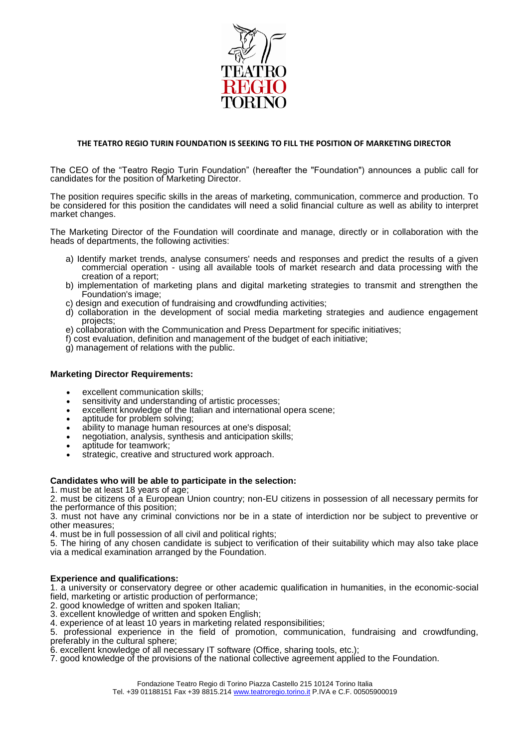**THE TEATRO REGIO TURIN FOUNDATION IS SEEKING TO FILL THE POSITION OF MARKETING DIRECTOR**

The CEO of the "Teatro Regio Turin Foundation" (hereafter the "Foundation") announces a public call for candidates for the position of Marketing Director.

The position requires specific skills in the areas of marketing, communication, commerce and production. To be considered for this position the candidates will need a solid financial culture as well as ability to interpret market changes.

The Marketing Director of the Foundation will coordinate and manage, directly or in collaboration with the heads of departments, the following activities:

a) Identify market trends, analyse consumers' needs and responses and predict the results of a given commercial operation - using all available tools of market research and data processing with the creation of a report;
b) implementation of marketing plans and digital marketing strategies to transmit and strengthen the Foundation's image;
c) design and execution of fundraising and crowdfunding activities;
d) collaboration in the development of social media marketing strategies and audience engagement projects;
e) collaboration with the Communication and Press Department for specific initiatives;
f) cost evaluation, definition and management of the budget of each initiative;
g) management of relations with the public.

**Marketing Director Requirements:**

- excellent communication skills;
- sensitivity and understanding of artistic processes;
- excellent knowledge of the Italian and international opera scene;
- aptitude for problem solving;
- ability to manage human resources at one's disposal;
- negotiation, analysis, synthesis and anticipation skills;
- aptitude for teamwork;
- strategic, creative and structured work approach.

**Candidates who will be able to participate in the selection:**

1. must be at least 18 years of age;
2. must be citizens of a European Union country; non-EU citizens in possession of all necessary permits for the performance of this position;
3. must not have any criminal convictions nor be in a state of interdiction nor be subject to preventive or other measures;
4. must be in full possession of all civil and political rights;
5. The hiring of any chosen candidate is subject to verification of their suitability which may also take place via a medical examination arranged by the Foundation.

**Experience and qualifications:**

1. a university or conservatory degree or other academic qualification in humanities, in the economic-social field, marketing or artistic production of performance;
2. good knowledge of written and spoken Italian;
3. excellent knowledge of written and spoken English;
4. experience of at least 10 years in marketing related responsibilities;
5. professional experience in the field of promotion, communication, fundraising and crowdfunding, preferably in the cultural sphere;
6. excellent knowledge of all necessary IT software (Office, sharing tools, etc.);
7. good knowledge of the provisions of the national collective agreement applied to the Foundation.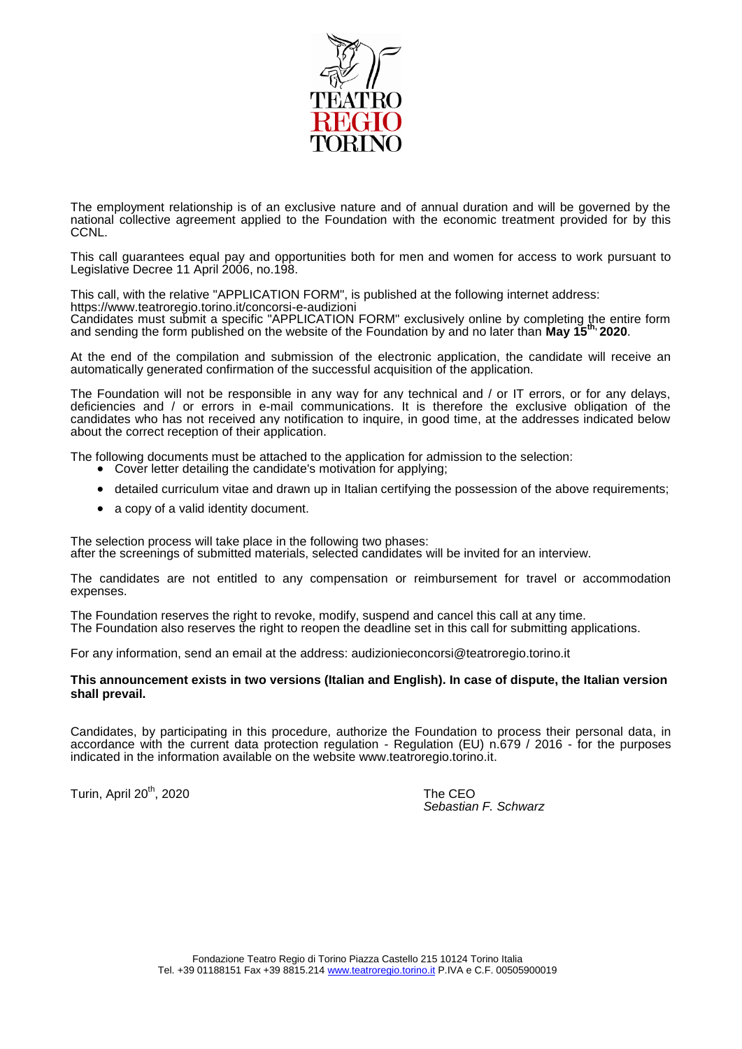The employment relationship is of an exclusive nature and of annual duration and will be governed by the national collective agreement applied to the Foundation with the economic treatment provided for by this CCNL.

This call guarantees equal pay and opportunities both for men and women for access to work pursuant to Legislative Decree 11 April 2006, no.198.

This call, with the relative "APPLICATION FORM", is published at the following internet address:
https://www.teatroregio.torino.it/concorsi-e-audizioni
Candidates must submit a specific "APPLICATION FORM" exclusively online by completing the entire form and sending the form published on the website of the Foundation by and no later than **May 15th, 2020**.

At the end of the compilation and submission of the electronic application, the candidate will receive an automatically generated confirmation of the successful acquisition of the application.

The Foundation will not be responsible in any way for any technical and / or IT errors, or for any delays, deficiencies and / or errors in e-mail communications. It is therefore the exclusive obligation of the candidates who has not received any notification to inquire, in good time, at the addresses indicated below about the correct reception of their application.

The following documents must be attached to the application for admission to the selection:

- Cover letter detailing the candidate's motivation for applying;
- detailed curriculum vitae and drawn up in Italian certifying the possession of the above requirements;
- a copy of a valid identity document.

The selection process will take place in the following two phases:
after the screenings of submitted materials, selected candidates will be invited for an interview.

The candidates are not entitled to any compensation or reimbursement for travel or accommodation expenses.

The Foundation reserves the right to revoke, modify, suspend and cancel this call at any time.
The Foundation also reserves the right to reopen the deadline set in this call for submitting applications.

For any information, send an email at the address: audizionieconcorsi@teatroregio.torino.it

**This announcement exists in two versions (Italian and English). In case of dispute, the Italian version shall prevail.**

Candidates, by participating in this procedure, authorize the Foundation to process their personal data, in accordance with the current data protection regulation - Regulation (EU) n.679 / 2016 - for the purposes indicated in the information available on the website www.teatroregio.torino.it.

Turin, April 20th, 2020

The CEO
*Sebastian F. Schwarz*